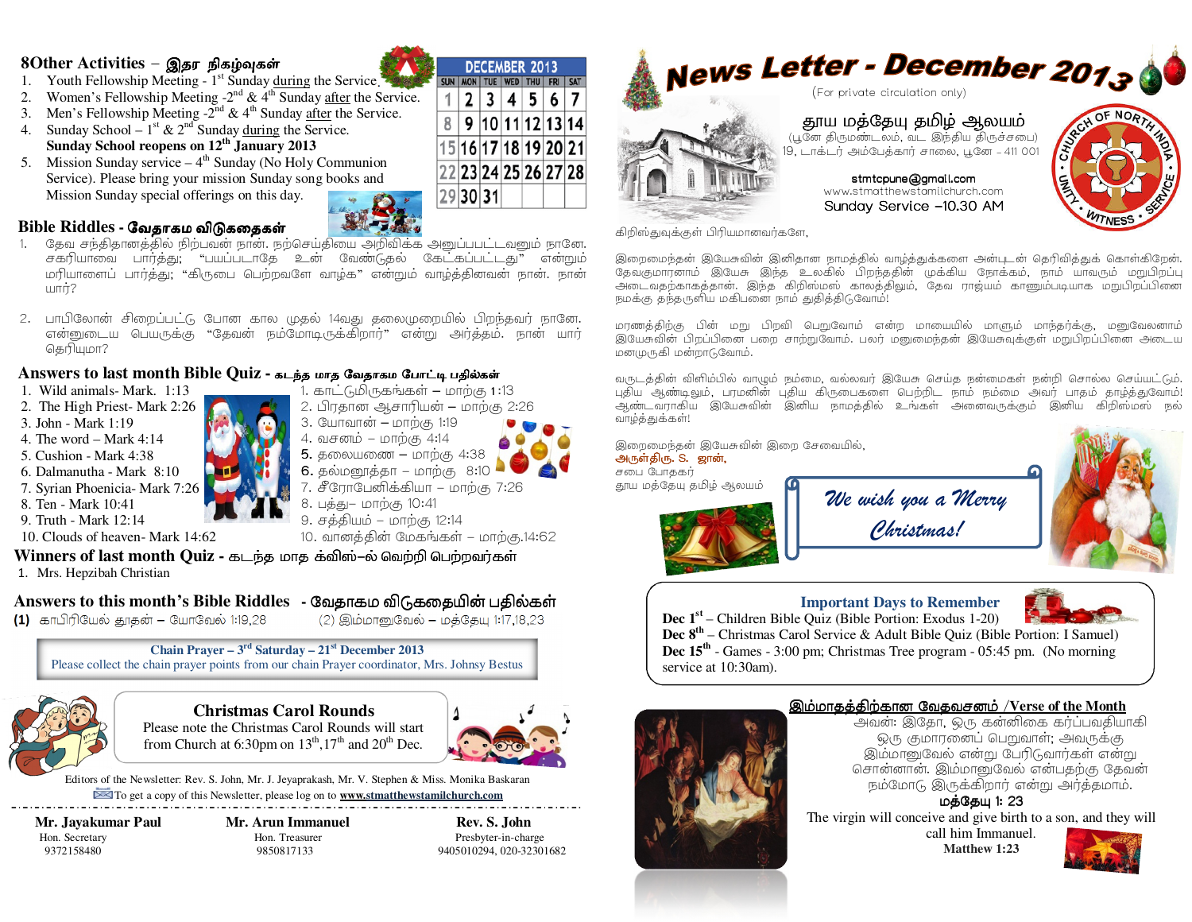# News Letter - December 2013

(For private circulation only)

## தூய மத்தேயு தமிழ் ஆலயம்

(பூனே திருமண்டலம், வட இந்திய திருச்சபை)
19, டாக்டர் அம்பேத்கார் சாலை, பூனே – 411 001

stmtcpune@gmail.com
www.stmatthewstamilchurch.com
Sunday Service –10.30 AM

CHURCH OF NORTH INDIA • UNITY • WITNESS • SERVICE

கிறிஸ்துவுக்குள் பிரியமானவர்களே,

இறைமைந்தன் இயேசுவின் இனிதான நாமத்தில் வாழ்த்துக்களை அன்புடன் தெரிவித்துக் கொள்கிறேன். தேவகுமாரனாம் இயேசு இந்த உலகில் பிறந்ததின் முக்கிய நோக்கம், நாம் யாவரும் மறுபிறப்பு அடைவதற்காகத்தான். இந்த கிறிஸ்மஸ் காலத்திலும், தேவ ராஜ்யம் காணும்படியாக மறுபிறப்பினை நமக்கு தந்தருளிய மகிபனை நாம் துதித்திடுவோம்!

மரணத்திற்கு பின் மறு பிறவி பெறுவோம் என்ற மாயையில் மாளும் மாந்தர்க்கு, மனுவேலனாம் இயேசுவின் பிறப்பினை பறை சாற்றுவோம். பலர் மனுமைந்தன் இயேசுவுக்குள் மறுபிறப்பினை அடைய மனமுருகி மன்றாடுவோம்.

வருடத்தின் விளிம்பில் வாழும் நம்மை, வல்லவர் இயேசு செய்த நன்மைகள் நன்றி சொல்ல செய்யட்டும். புதிய ஆண்டிலும், பரமனின் புதிய கிருபைகளை பெற்றிட நாம் நம்மை அவர் பாதம் தாழ்த்துவோம்! ஆண்டவராகிய இயேசுவின் இனிய நாமத்தில் உங்கள் அனைவருக்கும் இனிய கிறிஸ்மஸ் நல் வாழ்த்துக்கள்!

இறைமைந்தன் இயேசுவின் இறை சேவையில்,
அருள்திரு. S. ஜான்,
சபை போதகர்
தூய மத்தேயு தமிழ் ஆலயம்

*We wish you a Merry Christmas!*

## Important Days to Remember

**Dec 1st** – Children Bible Quiz (Bible Portion: Exodus 1-20)
**Dec 8th** – Christmas Carol Service & Adult Bible Quiz (Bible Portion: I Samuel)
**Dec 15th** - Games - 3:00 pm; Christmas Tree program - 05:45 pm. (No morning service at 10:30am).

## இம்மாதத்திற்கான வேதவசனம் /Verse of the Month

அவன்: இதோ, ஒரு கன்னிகை கர்ப்பவதியாகி ஒரு குமாரனைப் பெறுவாள்; அவருக்கு இம்மானுவேல் என்று பேரிடுவார்கள் என்று சொன்னான். இம்மானுவேல் என்பதற்கு தேவன் நம்மோடு இருக்கிறார் என்று அர்த்தமாம்.
**மத்தேயு 1: 23**

The virgin will conceive and give birth to a son, and they will call him Immanuel.
**Matthew 1:23**

## 8Other Activities – இதர நிகழ்வுகள்

1. Youth Fellowship Meeting - 1st Sunday during the Service.
2. Women's Fellowship Meeting -2nd & 4th Sunday after the Service.
3. Men's Fellowship Meeting -2nd & 4th Sunday after the Service.
4. Sunday School – 1st & 2nd Sunday during the Service.
   **Sunday School reopens on 12th January 2013**
5. Mission Sunday service – 4th Sunday (No Holy Communion Service). Please bring your mission Sunday song books and Mission Sunday special offerings on this day.

**DECEMBER 2013**

| SUN | MON | TUE | WED | THU | FRI | SAT |
|---|---|---|---|---|---|---|
| 1 | 2 | 3 | 4 | 5 | 6 | 7 |
| 8 | 9 | 10 | 11 | 12 | 13 | 14 |
| 15 | 16 | 17 | 18 | 19 | 20 | 21 |
| 22 | 23 | 24 | 25 | 26 | 27 | 28 |
| 29 | 30 | 31 | | | | |

## Bible Riddles - வேதாகம விடுகதைகள்

1. தேவ சந்திதானத்தில் நிற்பவன் நான். நற்செய்தியை அறிவிக்க அனுப்பப்பட்டவனும் நானே. சகரியாவை பார்த்து; "பயப்படாதே உன் வேண்டுதல் கேட்கப்பட்டது" என்றும் மரியாளைப் பார்த்து; "கிருபை பெற்றவளே வாழ்க" என்றும் வாழ்த்தினவன் நான். நான் யார்?

2. பாபிலோன் சிறைப்பட்டு போன கால முதல் 14வது தலைமுறையில் பிறந்தவர் நானே. என்னுடைய பெயருக்கு "தேவன் நம்மோடிருக்கிறார்" என்று அர்த்தம். நான் யார் தெரியுமா?

## Answers to last month Bible Quiz - கடந்த மாத வேதாகம போட்டி பதில்கள்

1. Wild animals- Mark. 1:13 — காட்டுமிருகங்கள் – மாற்கு 1:13
2. The High Priest- Mark 2:26 — பிரதான ஆசாரியன் – மாற்கு 2:26
3. John - Mark 1:19 — யோவான் – மாற்கு 1:19
4. The word – Mark 4:14 — வசனம் – மாற்கு 4:14
5. Cushion - Mark 4:38 — தலையணை – மாற்கு 4:38
6. Dalmanutha - Mark 8:10 — தல்மனுத்தா – மாற்கு 8:10
7. Syrian Phoenicia- Mark 7:26 — சீரோபேனிக்கியா – மாற்கு 7:26
8. Ten - Mark 10:41 — பத்து– மாற்கு 10:41
9. Truth - Mark 12:14 — சத்தியம் – மாற்கு 12:14
10. Clouds of heaven- Mark 14:62 — வானத்தின் மேகங்கள் – மாற்கு.14:62

## Winners of last month Quiz - கடந்த மாத க்விஸ்-ல் வெற்றி பெற்றவர்கள்

1. Mrs. Hepzibah Christian

## Answers to this month's Bible Riddles - வேதாகம விடுகதையின் பதில்கள்

**(1)** காபிரியேல் தூதன் – லூக்கா 1:19,28 (2) இம்மானுவேல் – மத்தேயு 1:17,18,23

**Chain Prayer – 3rd Saturday – 21st December 2013**
Please collect the chain prayer points from our chain Prayer coordinator, Mrs. Johnsy Bestus

## Christmas Carol Rounds

Please note the Christmas Carol Rounds will start from Church at 6:30pm on 13th,17th and 20th Dec.

Editors of the Newsletter: Rev. S. John, Mr. J. Jeyaprakash, Mr. V. Stephen & Miss. Monika Baskaran
To get a copy of this Newsletter, please log on to **www.stmatthewstamilchurch.com**

| Mr. Jayakumar Paul | Mr. Arun Immanuel | Rev. S. John |
|---|---|---|
| Hon. Secretary | Hon. Treasurer | Presbyter-in-charge |
| 9372158480 | 9850817133 | 9405010294, 020-32301682 |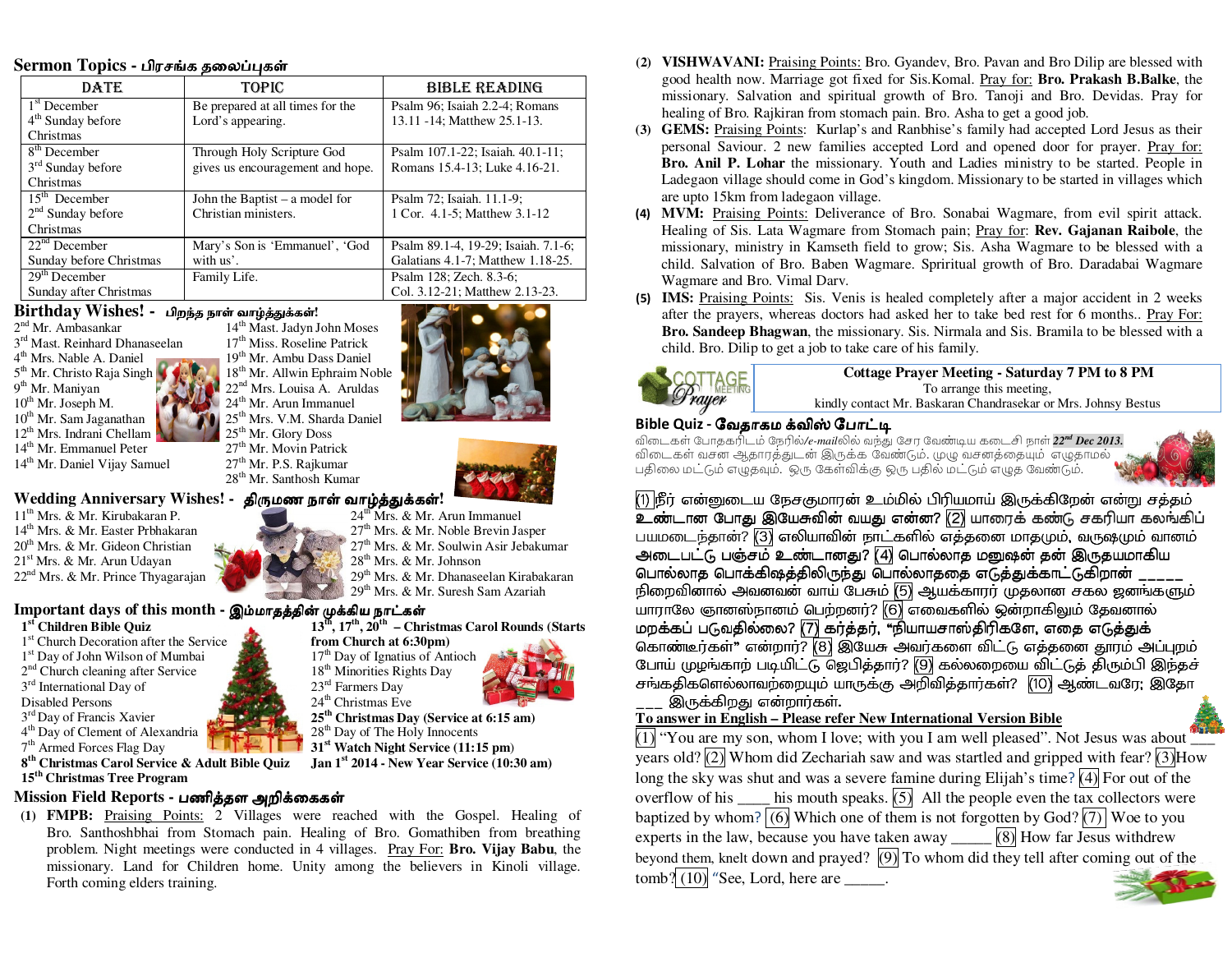## Sermon Topics - பிரசங்க தலைப்புகள்

| DATE | TOPIC | BIBLE READING |
|---|---|---|
| 1st December 4th Sunday before Christmas | Be prepared at all times for the Lord's appearing. | Psalm 96; Isaiah 2.2-4; Romans 13.11 -14; Matthew 25.1-13. |
| 8th December 3rd Sunday before Christmas | Through Holy Scripture God gives us encouragement and hope. | Psalm 107.1-22; Isaiah. 40.1-11; Romans 15.4-13; Luke 4.16-21. |
| 15th December 2nd Sunday before Christmas | John the Baptist – a model for Christian ministers. | Psalm 72; Isaiah. 11.1-9; 1 Cor. 4.1-5; Matthew 3.1-12 |
| 22nd December Sunday before Christmas | Mary's Son is 'Emmanuel', 'God with us'. | Psalm 89.1-4, 19-29; Isaiah. 7.1-6; Galatians 4.1-7; Matthew 1.18-25. |
| 29th December Sunday after Christmas | Family Life. | Psalm 128; Zech. 8.3-6; Col. 3.12-21; Matthew 2.13-23. |

## Birthday Wishes! - பிறந்த நாள் வாழ்த்துக்கள்!

- 2nd Mr. Ambasankar
- 3rd Mast. Reinhard Dhanaseelan
- 4th Mrs. Nable A. Daniel
- 5th Mr. Christo Raja Singh
- 9th Mr. Maniyan
- 10th Mr. Joseph M.
- 10th Mr. Sam Jaganathan
- 12th Mrs. Indrani Chellam
- 14th Mr. Emmanuel Peter
- 14th Mr. Daniel Vijay Samuel
- 14th Mast. Jadyn John Moses
- 17th Miss. Roseline Patrick
- 19th Mr. Ambu Dass Daniel
- 18th Mr. Allwin Ephraim Noble
- 22nd Mrs. Louisa A. Aruldas
- 24th Mr. Arun Immanuel
- 25th Mrs. V.M. Sharda Daniel
- 25th Mr. Glory Doss
- 27th Mr. Movin Patrick
- 27th Mr. P.S. Rajkumar
- 28th Mr. Santhosh Kumar

## Wedding Anniversary Wishes! - திருமண நாள் வாழ்த்துக்கள்!

- 11th Mrs. & Mr. Kirubakaran P.
- 14th Mrs. & Mr. Easter Prbhakaran
- 20th Mrs. & Mr. Gideon Christian
- 21st Mrs. & Mr. Arun Udayan
- 22nd Mrs. & Mr. Prince Thyagarajan
- 24th Mrs. & Mr. Arun Immanuel
- 27th Mrs. & Mr. Noble Brevin Jasper
- 27th Mrs. & Mr. Soulwin Asir Jebakumar
- 28th Mrs. & Mr. Johnson
- 29th Mrs. & Mr. Dhanaseelan Kirabakaran
- 29th Mrs. & Mr. Suresh Sam Azariah

## Important days of this month - இம்மாதத்தின் முக்கிய நாட்கள்

- **1st Children Bible Quiz**
- 1st Church Decoration after the Service
- 1st Day of John Wilson of Mumbai
- 2nd Church cleaning after Service
- 3rd International Day of Disabled Persons
- 3rd Day of Francis Xavier
- 4th Day of Clement of Alexandria
- 7th Armed Forces Flag Day
- **8th Christmas Carol Service & Adult Bible Quiz**
- **15th Christmas Tree Program**
- **13th, 17th, 20th – Christmas Carol Rounds (Starts from Church at 6:30pm)**
- 17th Day of Ignatius of Antioch
- 18th Minorities Rights Day
- 23rd Farmers Day
- 24th Christmas Eve
- **25th Christmas Day (Service at 6:15 am)**
- 28th Day of The Holy Innocents
- **31st Watch Night Service (11:15 pm)**
- **Jan 1st 2014 - New Year Service (10:30 am)**

## Mission Field Reports - பணித்தள அறிக்கைகள்

**(1) FMPB:** Praising Points: 2 Villages were reached with the Gospel. Healing of Bro. Santhoshbhai from Stomach pain. Healing of Bro. Gomathien from breathing problem. Night meetings were conducted in 4 villages. Pray For: **Bro. Vijay Babu**, the missionary. Land for Children home. Unity among the believers in Kinoli village. Forth coming elders training.

**(2) VISHWAVANI:** Praising Points: Bro. Gyandev, Bro. Pavan and Bro Dilip are blessed with good health now. Marriage got fixed for Sis.Komal. Pray for: **Bro. Prakash B.Balke**, the missionary. Salvation and spiritual growth of Bro. Tanoji and Bro. Devidas. Pray for healing of Bro. Rajkiran from stomach pain. Bro. Asha to get a good job.

**(3) GEMS:** Praising Points: Kurlap's and Ranbhise's family had accepted Lord Jesus as their personal Saviour. 2 new families accepted Lord and opened door for prayer. Pray for: **Bro. Anil P. Lohar** the missionary. Youth and Ladies ministry to be started. People in Ladegaon village should come in God's kingdom. Missionary to be started in villages which are upto 15km from ladegaon village.

**(4) MVM:** Praising Points: Deliverance of Bro. Sonabai Wagmare, from evil spirit attack. Healing of Sis. Lata Wagmare from Stomach pain; Pray for: **Rev. Gajanan Raibole**, the missionary, ministry in Kamseth field to grow; Sis. Asha Wagmare to be blessed with a child. Salvation of Bro. Baben Wagmare. Spriritual growth of Bro. Daradabai Wagmare Wagmare and Bro. Vimal Darv.

**(5) IMS:** Praising Points: Sis. Venis is healed completely after a major accident in 2 weeks after the prayers, whereas doctors had asked her to take bed rest for 6 months.. Pray For: **Bro. Sandeep Bhagwan**, the missionary. Sis. Nirmala and Sis. Bramila to be blessed with a child. Bro. Dilip to get a job to take care of his family.

**Cottage Prayer Meeting - Saturday 7 PM to 8 PM**
To arrange this meeting,
kindly contact Mr. Baskaran Chandrasekar or Mrs. Johnsy Bestus

## Bible Quiz - வேதாகம க்விஸ் போட்டி

விடைகள் போதகரிடம் நேரில்/*e-mail*லில் வந்து சேர வேண்டிய கடைசி நாள் ***22nd Dec 2013.*** விடைகள் வசன ஆதாரத்துடன் இருக்க வேண்டும். முழு வசனத்தையும் எழுதாமல் பதிலை மட்டும் எழுதவும். ஒரு கேள்விக்கு ஒரு பதில் மட்டும் எழுத வேண்டும்.

(1) நீர் என்னுடைய நேசகுமாரன் உம்மில் பிரியமாய் இருக்கிறேன் என்று சத்தம் உண்டான போது இயேசுவின் வயது என்ன? (2) யாரைக் கண்டு சகரியா கலங்கிப் பயமடைந்தான்? (3) எலியாவின் நாட்களில் எத்தனை மாதமும், வருஷமும் வானம் அடைபட்டு பஞ்சம் உண்டானது? (4) பொல்லாத மனுஷன் தன் இருதயமாகிய பொல்லாத பொக்கிஷத்திலிருந்து பொல்லாததை எடுத்துக்காட்டுகிறான் _____ நிறைவினால் அவனவன் வாய் பேசும் (5) ஆயக்காரர் முதலான சகல ஜனங்களும் யாராலே ஞானஸ்நானம் பெற்றனர்? (6) எவைகளில் ஒன்றாகிலும் தேவனால் மறக்கப் படுவதில்லை? (7) கர்த்தர், "நியாயசாஸ்திரிகளே, எதை எடுத்துக் கொண்டீர்கள்" என்றார்? (8) இயேசு அவர்களை விட்டு எத்தனை தூரம் அப்புறம் போய் முழங்காற் படியிட்டு ஜெபித்தார்? (9) கல்லறையை விட்டுத் திரும்பி இந்தச் சங்கதிகளெல்லாவற்றையும் யாருக்கு அறிவித்தார்கள்? (10) ஆண்டவரே; இதோ ___ இருக்கிறது என்றார்கள்.

**To answer in English – Please refer New International Version Bible**

(1) "You are my son, whom I love; with you I am well pleased". Not Jesus was about ___ years old? (2) Whom did Zechariah saw and was startled and gripped with fear? (3) How long the sky was shut and was a severe famine during Elijah's time? (4) For out of the overflow of his ____ his mouth speaks. (5) All the people even the tax collectors were baptized by whom? (6) Which one of them is not forgotten by God? (7) Woe to you experts in the law, because you have taken away _____ (8) How far Jesus withdrew beyond them, knelt down and prayed? (9) To whom did they tell after coming out of the tomb? (10) "See, Lord, here are _____.